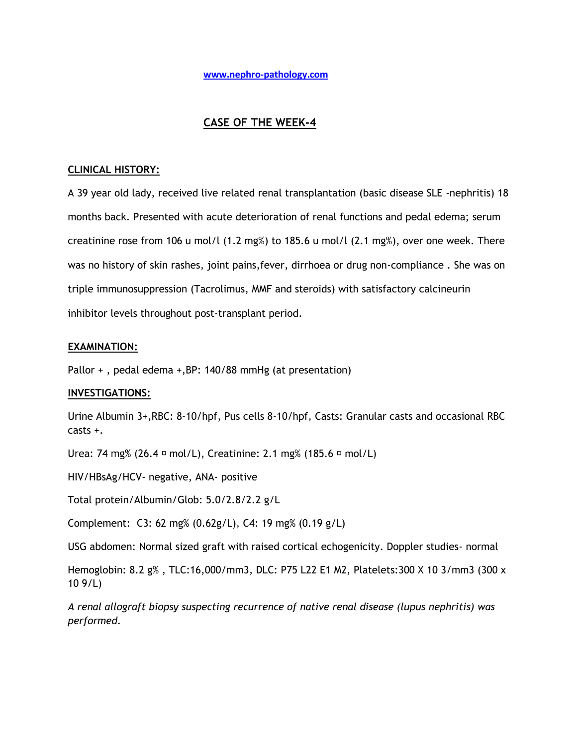www.nephro-pathology.com

# CASE OF THE WEEK-4

## CLINICAL HISTORY:

A 39 year old lady, received live related renal transplantation (basic disease SLE -nephritis) 18 months back. Presented with acute deterioration of renal functions and pedal edema; serum creatinine rose from 106 u mol/l (1.2 mg%) to 185.6 u mol/l (2.1 mg%), over one week. There was no history of skin rashes, joint pains,fever, dirrhoea or drug non-compliance . She was on triple immunosuppression (Tacrolimus, MMF and steroids) with satisfactory calcineurin inhibitor levels throughout post-transplant period.

## EXAMINATION:

Pallor + , pedal edema +,BP: 140/88 mmHg (at presentation)

## INVESTIGATIONS:

Urine Albumin 3+,RBC: 8-10/hpf, Pus cells 8-10/hpf, Casts: Granular casts and occasional RBC casts +.

Urea: 74 mg% (26.4 ¤ mol/L), Creatinine: 2.1 mg% (185.6 ¤ mol/L)

HIV/HBsAg/HCV- negative, ANA- positive

Total protein/Albumin/Glob: 5.0/2.8/2.2 g/L

Complement:  C3: 62 mg% (0.62g/L), C4: 19 mg% (0.19 g/L)

USG abdomen: Normal sized graft with raised cortical echogenicity. Doppler studies- normal

Hemoglobin: 8.2 g% , TLC:16,000/mm3, DLC: P75 L22 E1 M2, Platelets:300 X 10 3/mm3 (300 x 10 9/L)

*A renal allograft biopsy suspecting recurrence of native renal disease (lupus nephritis) was performed.*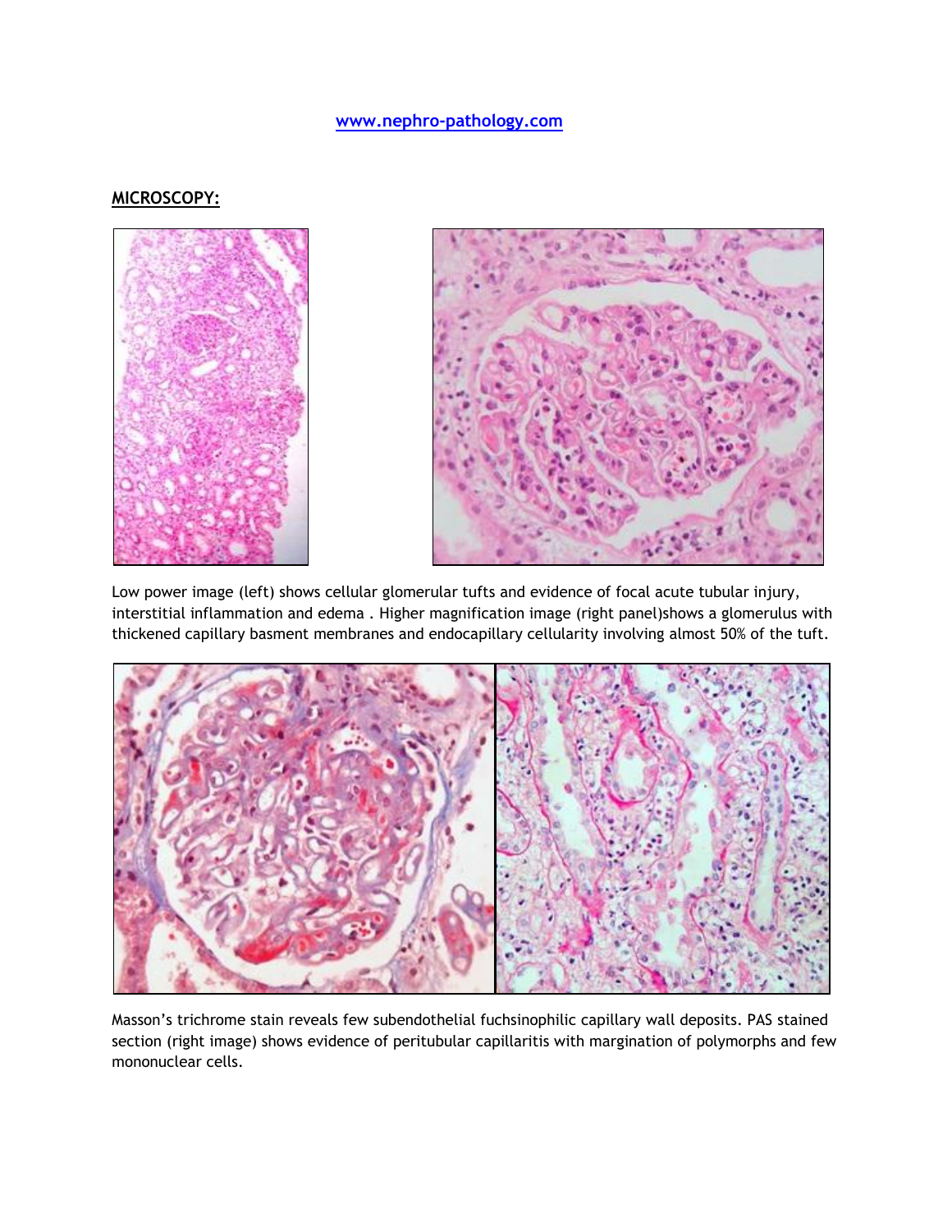www.nephro-pathology.com

## MICROSCOPY:

Low power image (left) shows cellular glomerular tufts and evidence of focal acute tubular injury, interstitial inflammation and edema . Higher magnification image (right panel)shows a glomerulus with thickened capillary basment membranes and endocapillary cellularity involving almost 50% of the tuft.

Masson's trichrome stain reveals few subendothelial fuchsinophilic capillary wall deposits. PAS stained section (right image) shows evidence of peritubular capillaritis with margination of polymorphs and few mononuclear cells.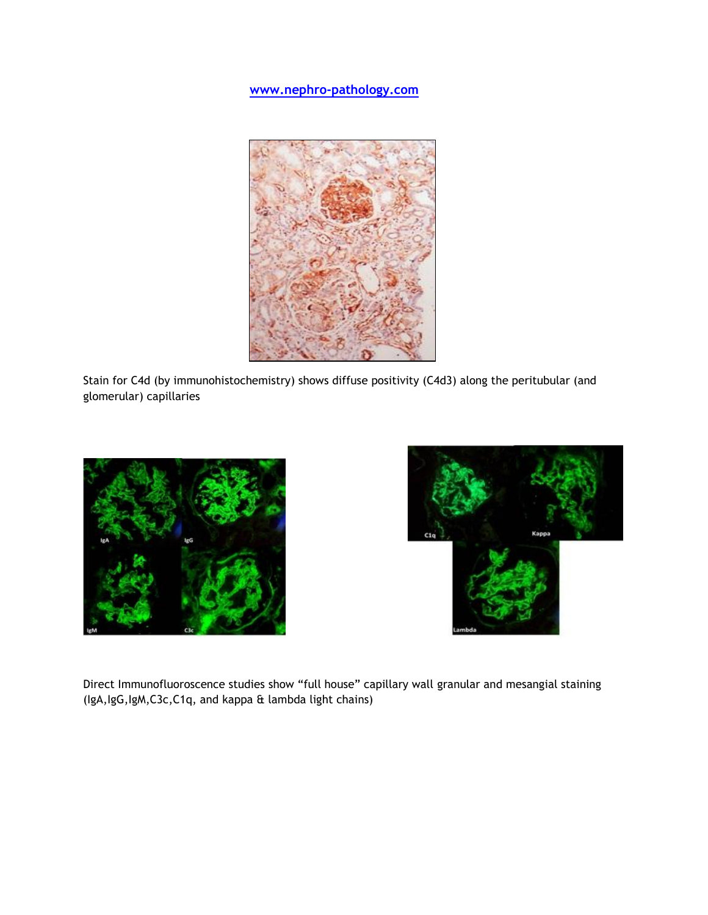www.nephro-pathology.com

Stain for C4d (by immunohistochemistry) shows diffuse positivity (C4d3) along the peritubular (and glomerular) capillaries

Direct Immunofluoroscence studies show "full house" capillary wall granular and mesangial staining (IgA,IgG,IgM,C3c,C1q, and kappa & lambda light chains)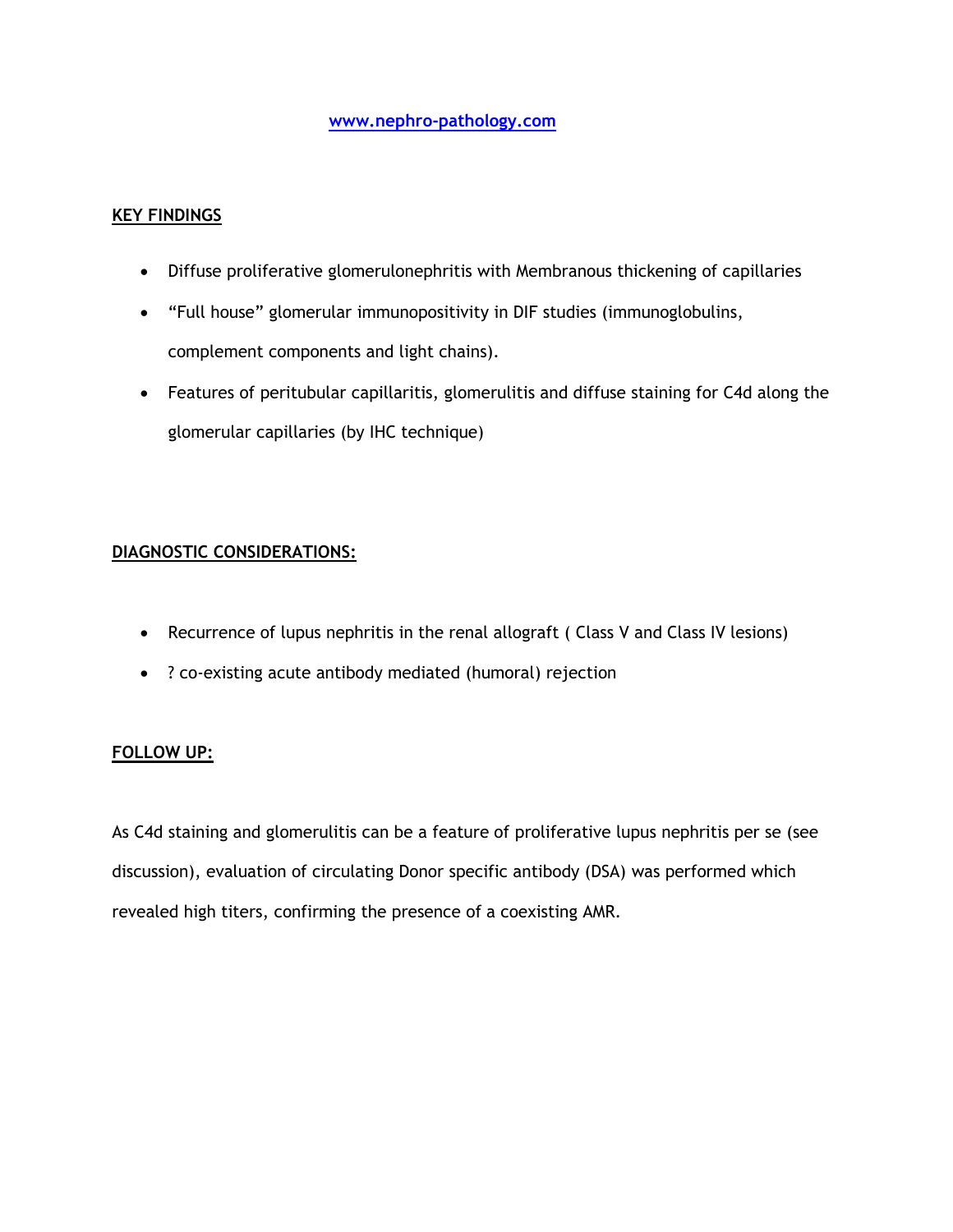www.nephro-pathology.com

**KEY FINDINGS**

- Diffuse proliferative glomerulonephritis with Membranous thickening of capillaries
- "Full house" glomerular immunopositivity in DIF studies (immunoglobulins, complement components and light chains).
- Features of peritubular capillaritis, glomerulitis and diffuse staining for C4d along the glomerular capillaries (by IHC technique)

**DIAGNOSTIC CONSIDERATIONS:**

- Recurrence of lupus nephritis in the renal allograft ( Class V and Class IV lesions)
- ? co-existing acute antibody mediated (humoral) rejection

**FOLLOW UP:**

As C4d staining and glomerulitis can be a feature of proliferative lupus nephritis per se (see discussion), evaluation of circulating Donor specific antibody (DSA) was performed which revealed high titers, confirming the presence of a coexisting AMR.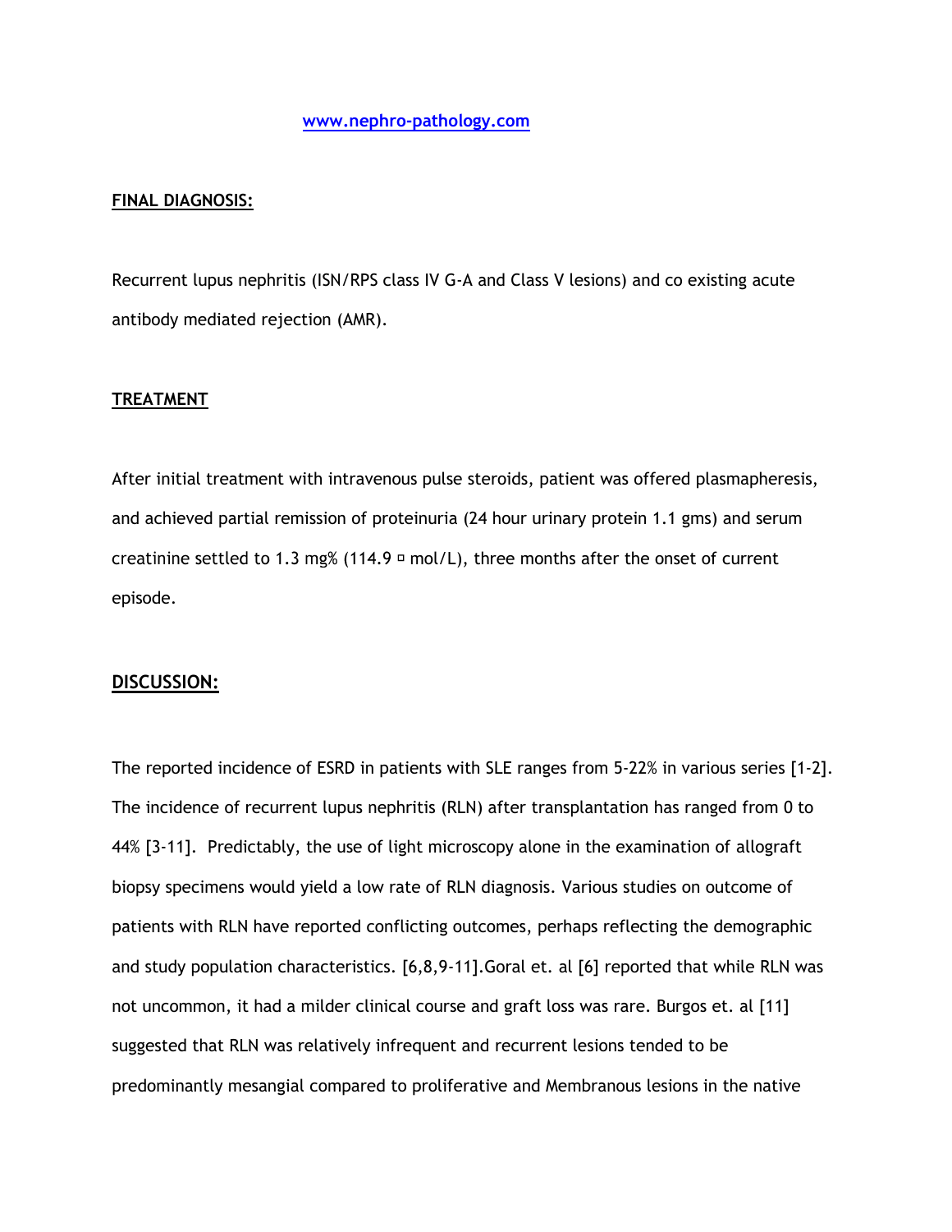www.nephro-pathology.com

**FINAL DIAGNOSIS:**

Recurrent lupus nephritis (ISN/RPS class IV G-A and Class V lesions) and co existing acute antibody mediated rejection (AMR).

**TREATMENT**

After initial treatment with intravenous pulse steroids, patient was offered plasmapheresis, and achieved partial remission of proteinuria (24 hour urinary protein 1.1 gms) and serum creatinine settled to 1.3 mg% (114.9 ¤ mol/L), three months after the onset of current episode.

**DISCUSSION:**

The reported incidence of ESRD in patients with SLE ranges from 5-22% in various series [1-2]. The incidence of recurrent lupus nephritis (RLN) after transplantation has ranged from 0 to 44% [3-11]. Predictably, the use of light microscopy alone in the examination of allograft biopsy specimens would yield a low rate of RLN diagnosis. Various studies on outcome of patients with RLN have reported conflicting outcomes, perhaps reflecting the demographic and study population characteristics. [6,8,9-11].Goral et. al [6] reported that while RLN was not uncommon, it had a milder clinical course and graft loss was rare. Burgos et. al [11] suggested that RLN was relatively infrequent and recurrent lesions tended to be predominantly mesangial compared to proliferative and Membranous lesions in the native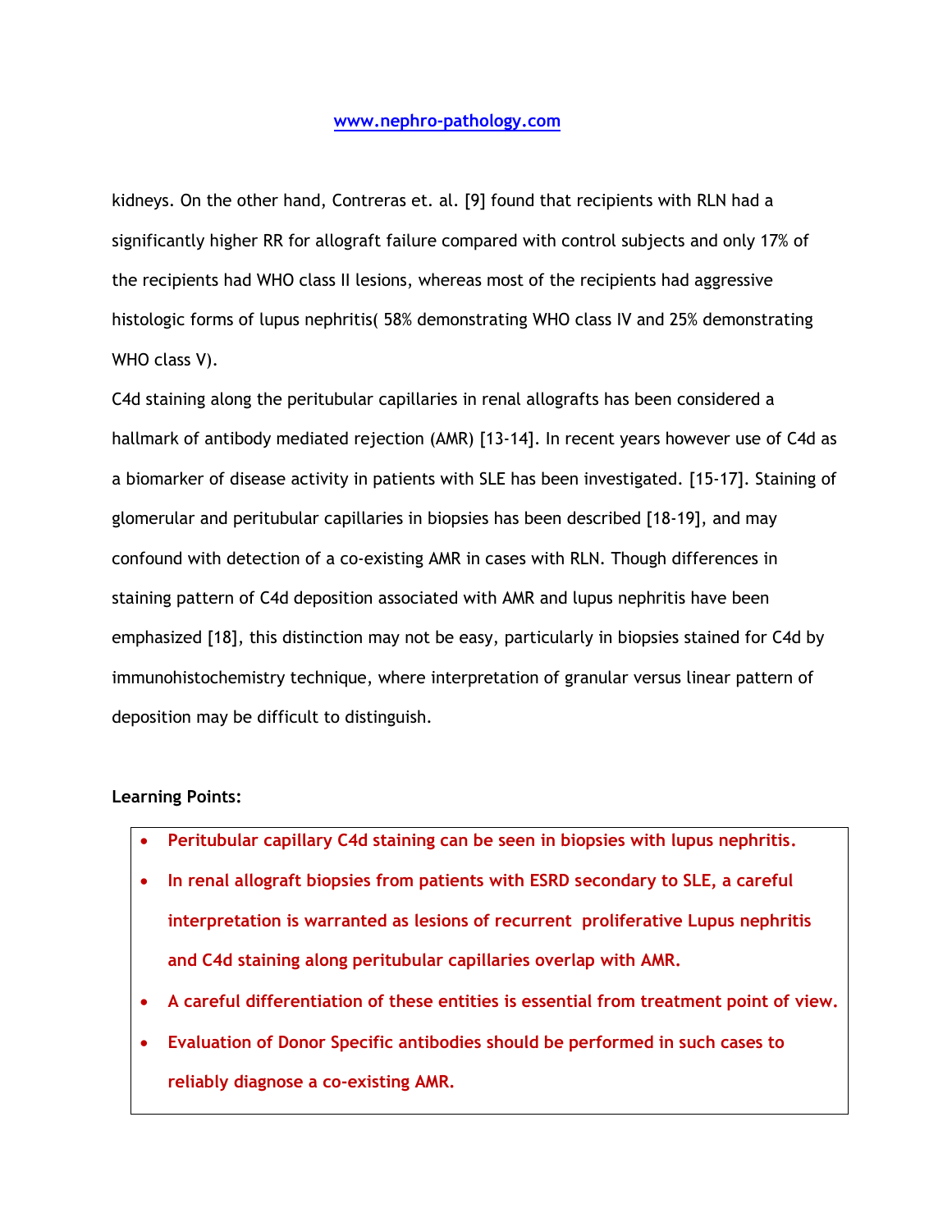kidneys. On the other hand, Contreras et. al. [9] found that recipients with RLN had a significantly higher RR for allograft failure compared with control subjects and only 17% of the recipients had WHO class II lesions, whereas most of the recipients had aggressive histologic forms of lupus nephritis( 58% demonstrating WHO class IV and 25% demonstrating WHO class V).

C4d staining along the peritubular capillaries in renal allografts has been considered a hallmark of antibody mediated rejection (AMR) [13-14]. In recent years however use of C4d as a biomarker of disease activity in patients with SLE has been investigated. [15-17]. Staining of glomerular and peritubular capillaries in biopsies has been described [18-19], and may confound with detection of a co-existing AMR in cases with RLN. Though differences in staining pattern of C4d deposition associated with AMR and lupus nephritis have been emphasized [18], this distinction may not be easy, particularly in biopsies stained for C4d by immunohistochemistry technique, where interpretation of granular versus linear pattern of deposition may be difficult to distinguish.

**Learning Points:**

- **Peritubular capillary C4d staining can be seen in biopsies with lupus nephritis.**
- **In renal allograft biopsies from patients with ESRD secondary to SLE, a careful interpretation is warranted as lesions of recurrent proliferative Lupus nephritis and C4d staining along peritubular capillaries overlap with AMR.**
- **A careful differentiation of these entities is essential from treatment point of view.**
- **Evaluation of Donor Specific antibodies should be performed in such cases to reliably diagnose a co-existing AMR.**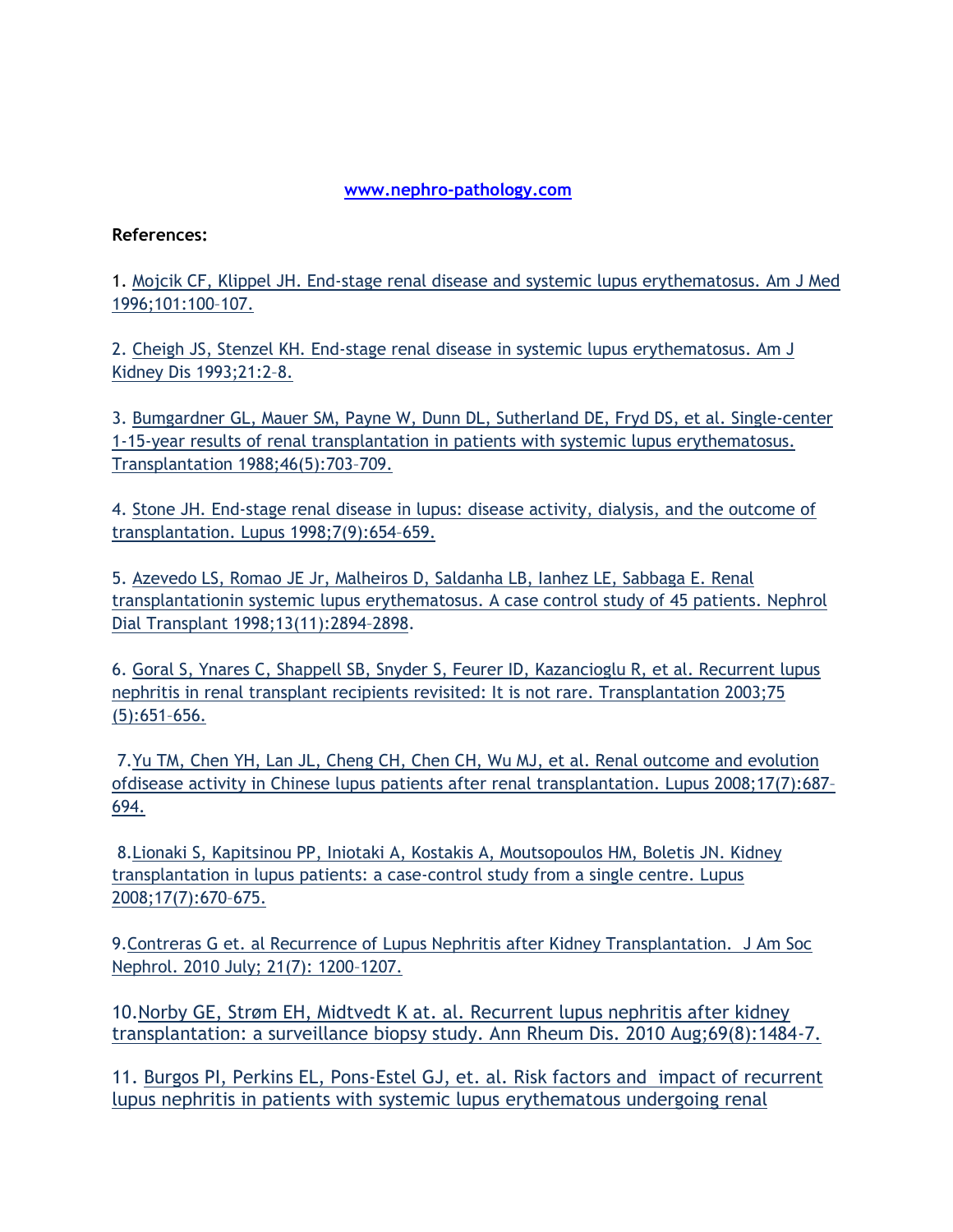www.nephro-pathology.com

**References:**

1. Mojcik CF, Klippel JH. End-stage renal disease and systemic lupus erythematosus. Am J Med 1996;101:100–107.

2. Cheigh JS, Stenzel KH. End-stage renal disease in systemic lupus erythematosus. Am J Kidney Dis 1993;21:2–8.

3. Bumgardner GL, Mauer SM, Payne W, Dunn DL, Sutherland DE, Fryd DS, et al. Single-center 1-15-year results of renal transplantation in patients with systemic lupus erythematosus. Transplantation 1988;46(5):703–709.

4. Stone JH. End-stage renal disease in lupus: disease activity, dialysis, and the outcome of transplantation. Lupus 1998;7(9):654–659.

5. Azevedo LS, Romao JE Jr, Malheiros D, Saldanha LB, Ianhez LE, Sabbaga E. Renal transplantationin systemic lupus erythematosus. A case control study of 45 patients. Nephrol Dial Transplant 1998;13(11):2894–2898.

6. Goral S, Ynares C, Shappell SB, Snyder S, Feurer ID, Kazancioglu R, et al. Recurrent lupus nephritis in renal transplant recipients revisited: It is not rare. Transplantation 2003;75 (5):651–656.

7. Yu TM, Chen YH, Lan JL, Cheng CH, Chen CH, Wu MJ, et al. Renal outcome and evolution ofdisease activity in Chinese lupus patients after renal transplantation. Lupus 2008;17(7):687–694.

8. Lionaki S, Kapitsinou PP, Iniotaki A, Kostakis A, Moutsopoulos HM, Boletis JN. Kidney transplantation in lupus patients: a case-control study from a single centre. Lupus 2008;17(7):670–675.

9. Contreras G et. al Recurrence of Lupus Nephritis after Kidney Transplantation. J Am Soc Nephrol. 2010 July; 21(7): 1200–1207.

10. Norby GE, Strøm EH, Midtvedt K at. al. Recurrent lupus nephritis after kidney transplantation: a surveillance biopsy study. Ann Rheum Dis. 2010 Aug;69(8):1484-7.

11. Burgos PI, Perkins EL, Pons-Estel GJ, et. al. Risk factors and impact of recurrent lupus nephritis in patients with systemic lupus erythematous undergoing renal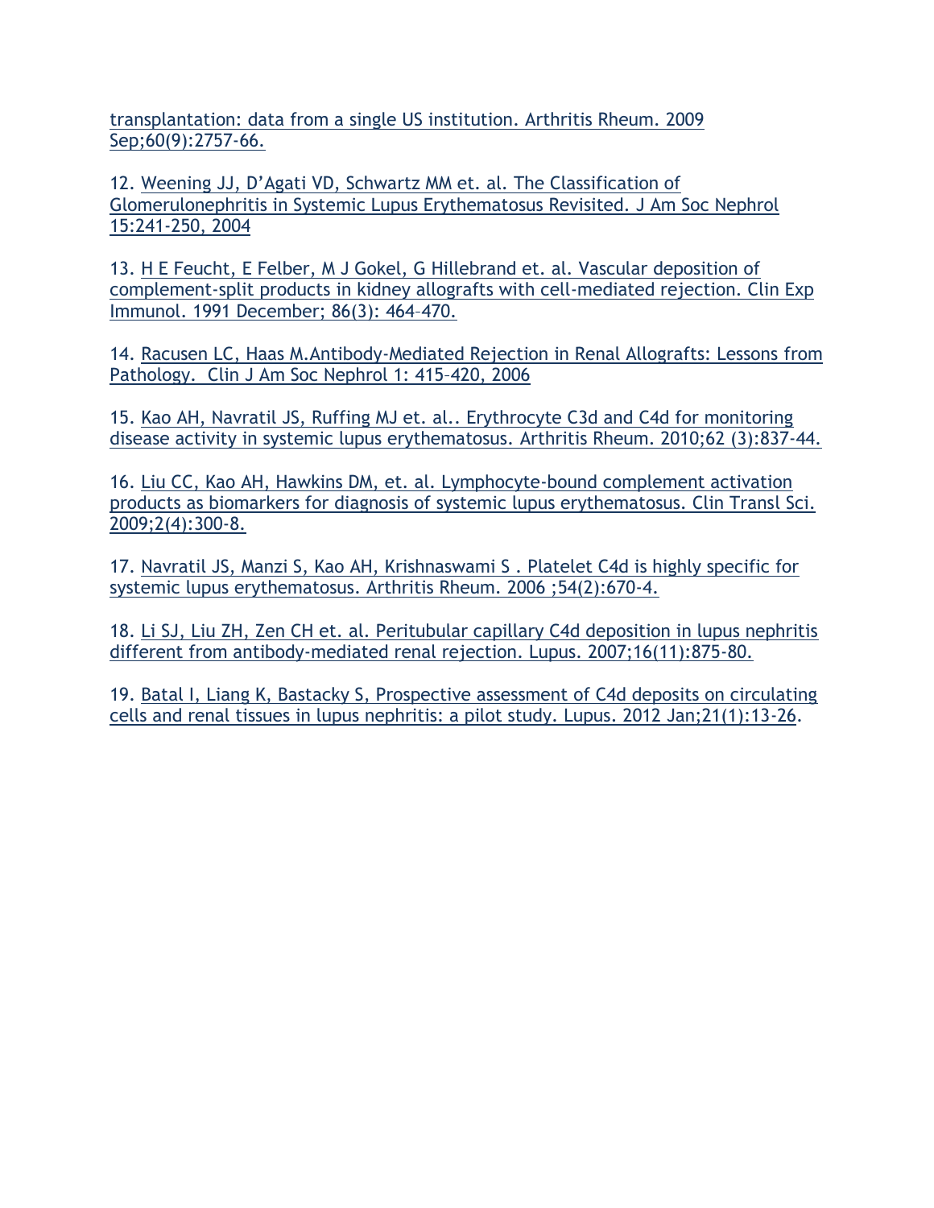transplantation: data from a single US institution. Arthritis Rheum. 2009 Sep;60(9):2757-66.

12. Weening JJ, D'Agati VD, Schwartz MM et. al. The Classification of Glomerulonephritis in Systemic Lupus Erythematosus Revisited. J Am Soc Nephrol 15:241-250, 2004

13. H E Feucht, E Felber, M J Gokel, G Hillebrand et. al. Vascular deposition of complement-split products in kidney allografts with cell-mediated rejection. Clin Exp Immunol. 1991 December; 86(3): 464–470.

14. Racusen LC, Haas M.Antibody-Mediated Rejection in Renal Allografts: Lessons from Pathology. Clin J Am Soc Nephrol 1: 415–420, 2006

15. Kao AH, Navratil JS, Ruffing MJ et. al.. Erythrocyte C3d and C4d for monitoring disease activity in systemic lupus erythematosus. Arthritis Rheum. 2010;62 (3):837-44.

16. Liu CC, Kao AH, Hawkins DM, et. al. Lymphocyte-bound complement activation products as biomarkers for diagnosis of systemic lupus erythematosus. Clin Transl Sci. 2009;2(4):300-8.

17. Navratil JS, Manzi S, Kao AH, Krishnaswami S . Platelet C4d is highly specific for systemic lupus erythematosus. Arthritis Rheum. 2006 ;54(2):670-4.

18. Li SJ, Liu ZH, Zen CH et. al. Peritubular capillary C4d deposition in lupus nephritis different from antibody-mediated renal rejection. Lupus. 2007;16(11):875-80.

19. Batal I, Liang K, Bastacky S, Prospective assessment of C4d deposits on circulating cells and renal tissues in lupus nephritis: a pilot study. Lupus. 2012 Jan;21(1):13-26.